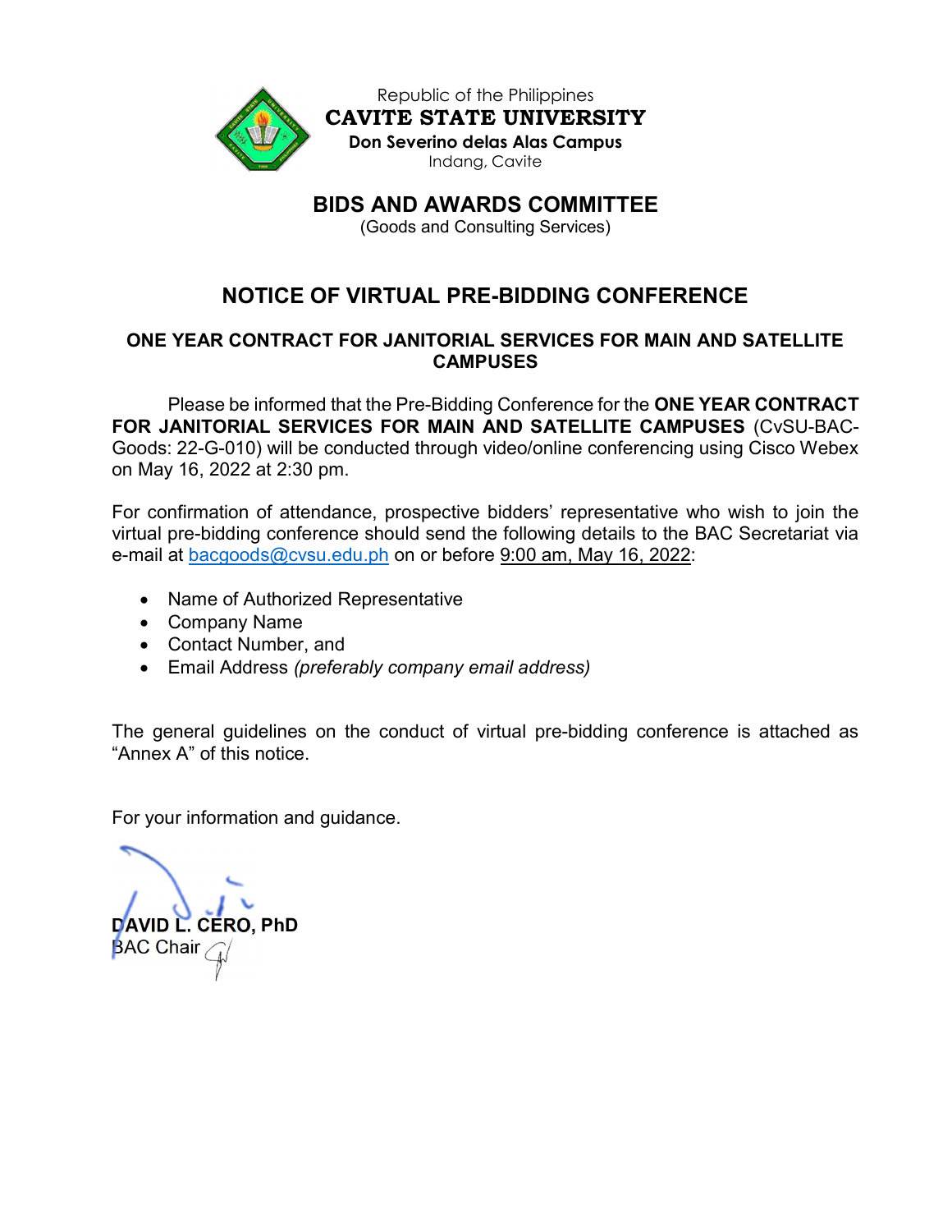Republic of the Philippines

**CAVITE STATE UNIVERSITY**

**Don Severino delas Alas Campus**

Indang, Cavite

## BIDS AND AWARDS COMMITTEE

(Goods and Consulting Services)

# NOTICE OF VIRTUAL PRE-BIDDING CONFERENCE

### ONE YEAR CONTRACT FOR JANITORIAL SERVICES FOR MAIN AND SATELLITE CAMPUSES

Please be informed that the Pre-Bidding Conference for the **ONE YEAR CONTRACT FOR JANITORIAL SERVICES FOR MAIN AND SATELLITE CAMPUSES** (CvSU-BAC-Goods: 22-G-010) will be conducted through video/online conferencing using Cisco Webex on May 16, 2022 at 2:30 pm.

For confirmation of attendance, prospective bidders' representative who wish to join the virtual pre-bidding conference should send the following details to the BAC Secretariat via e-mail at bacgoods@cvsu.edu.ph on or before 9:00 am, May 16, 2022:

- Name of Authorized Representative
- Company Name
- Contact Number, and
- Email Address *(preferably company email address)*

The general guidelines on the conduct of virtual pre-bidding conference is attached as "Annex A" of this notice.

For your information and guidance.

**DAVID L. CERO, PhD**
BAC Chair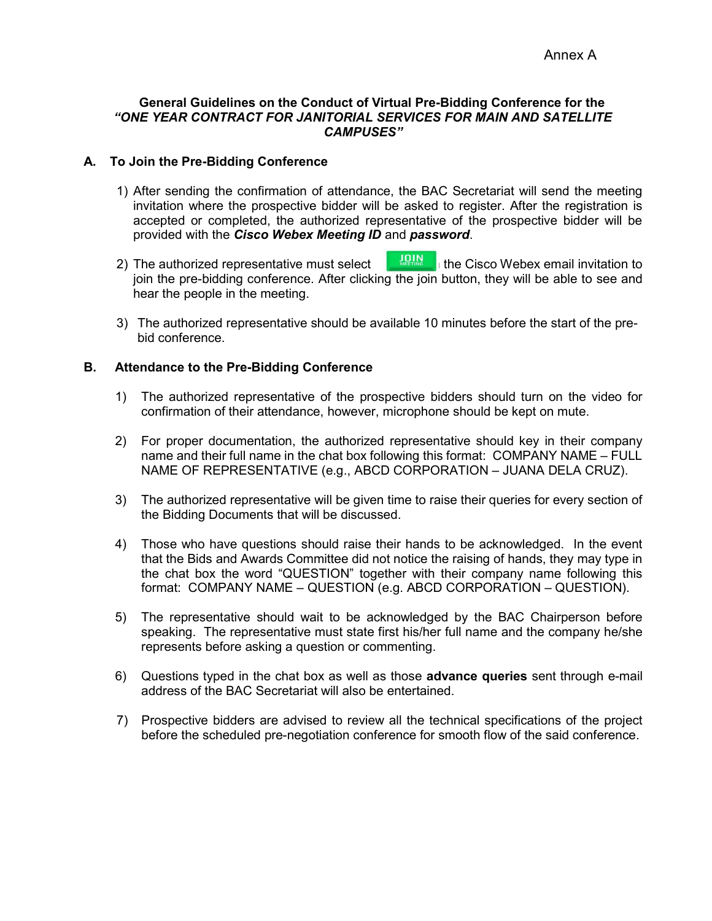Annex A

**General Guidelines on the Conduct of Virtual Pre-Bidding Conference for the *"ONE YEAR CONTRACT FOR JANITORIAL SERVICES FOR MAIN AND SATELLITE CAMPUSES"***

## A. To Join the Pre-Bidding Conference

1) After sending the confirmation of attendance, the BAC Secretariat will send the meeting invitation where the prospective bidder will be asked to register. After the registration is accepted or completed, the authorized representative of the prospective bidder will be provided with the ***Cisco Webex Meeting ID*** and ***password***.

2) The authorized representative must select JOIN MEETING the Cisco Webex email invitation to join the pre-bidding conference. After clicking the join button, they will be able to see and hear the people in the meeting.

3) The authorized representative should be available 10 minutes before the start of the pre-bid conference.

## B. Attendance to the Pre-Bidding Conference

1) The authorized representative of the prospective bidders should turn on the video for confirmation of their attendance, however, microphone should be kept on mute.

2) For proper documentation, the authorized representative should key in their company name and their full name in the chat box following this format: COMPANY NAME – FULL NAME OF REPRESENTATIVE (e.g., ABCD CORPORATION – JUANA DELA CRUZ).

3) The authorized representative will be given time to raise their queries for every section of the Bidding Documents that will be discussed.

4) Those who have questions should raise their hands to be acknowledged. In the event that the Bids and Awards Committee did not notice the raising of hands, they may type in the chat box the word "QUESTION" together with their company name following this format: COMPANY NAME – QUESTION (e.g. ABCD CORPORATION – QUESTION).

5) The representative should wait to be acknowledged by the BAC Chairperson before speaking. The representative must state first his/her full name and the company he/she represents before asking a question or commenting.

6) Questions typed in the chat box as well as those **advance queries** sent through e-mail address of the BAC Secretariat will also be entertained.

7) Prospective bidders are advised to review all the technical specifications of the project before the scheduled pre-negotiation conference for smooth flow of the said conference.